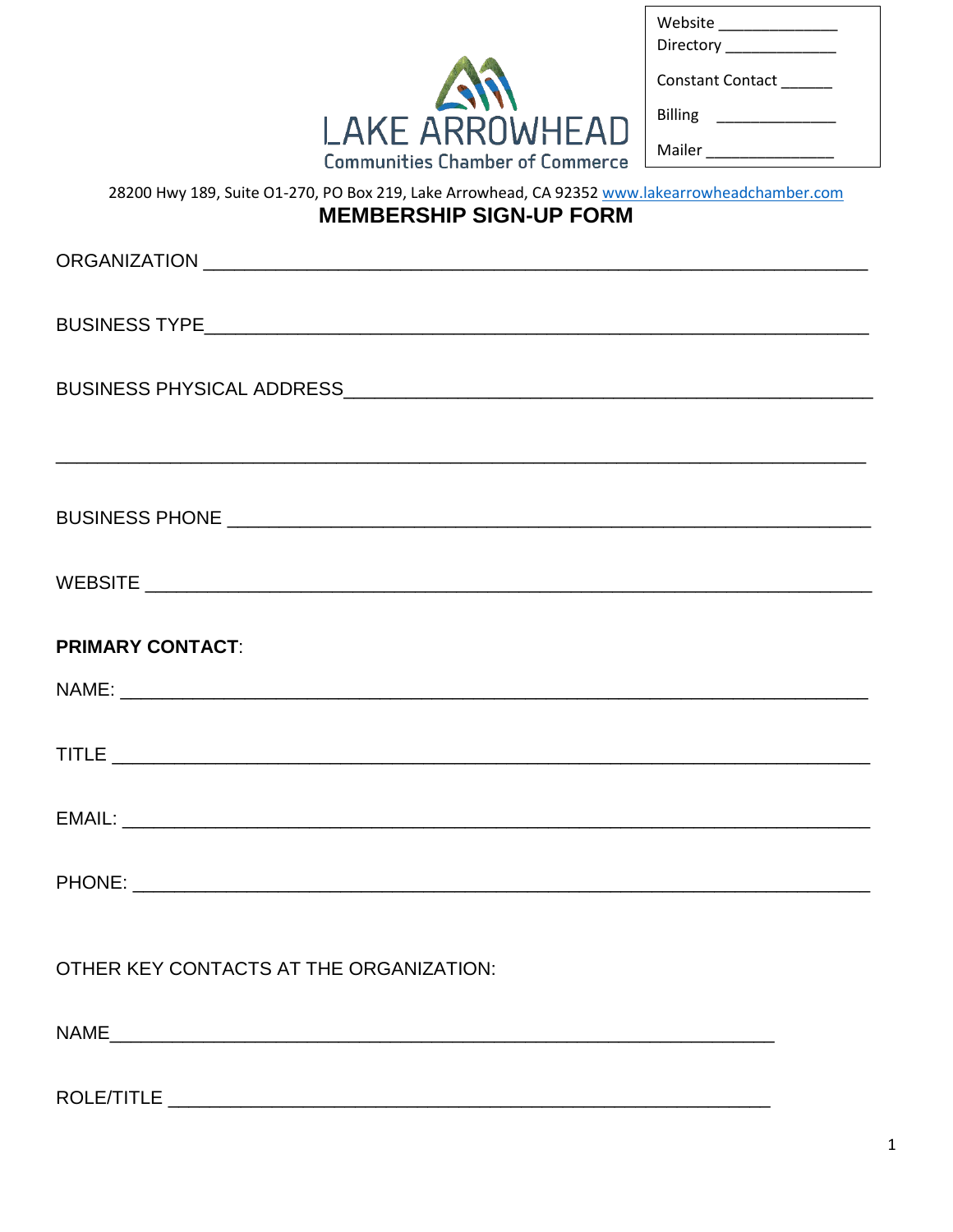Website ______________
Directory _____________

Constant Contact ______

Billing ______________

Mailer _______________

LAKE ARROWHEAD
Communities Chamber of Commerce

28200 Hwy 189, Suite O1-270, PO Box 219, Lake Arrowhead, CA 92352 www.lakearrowheadchamber.com

# MEMBERSHIP SIGN-UP FORM

ORGANIZATION ___________________________________________________________________

BUSINESS TYPE___________________________________________________________________

BUSINESS PHYSICAL ADDRESS______________________________________________________

_______________________________________________________________________________

BUSINESS PHONE _________________________________________________________________

WEBSITE ________________________________________________________________________

**PRIMARY CONTACT**:

NAME: __________________________________________________________________________

TITLE __________________________________________________________________________

EMAIL: _________________________________________________________________________

PHONE: _________________________________________________________________________

OTHER KEY CONTACTS AT THE ORGANIZATION:

NAME_______________________________________________________________

ROLE/TITLE _________________________________________________________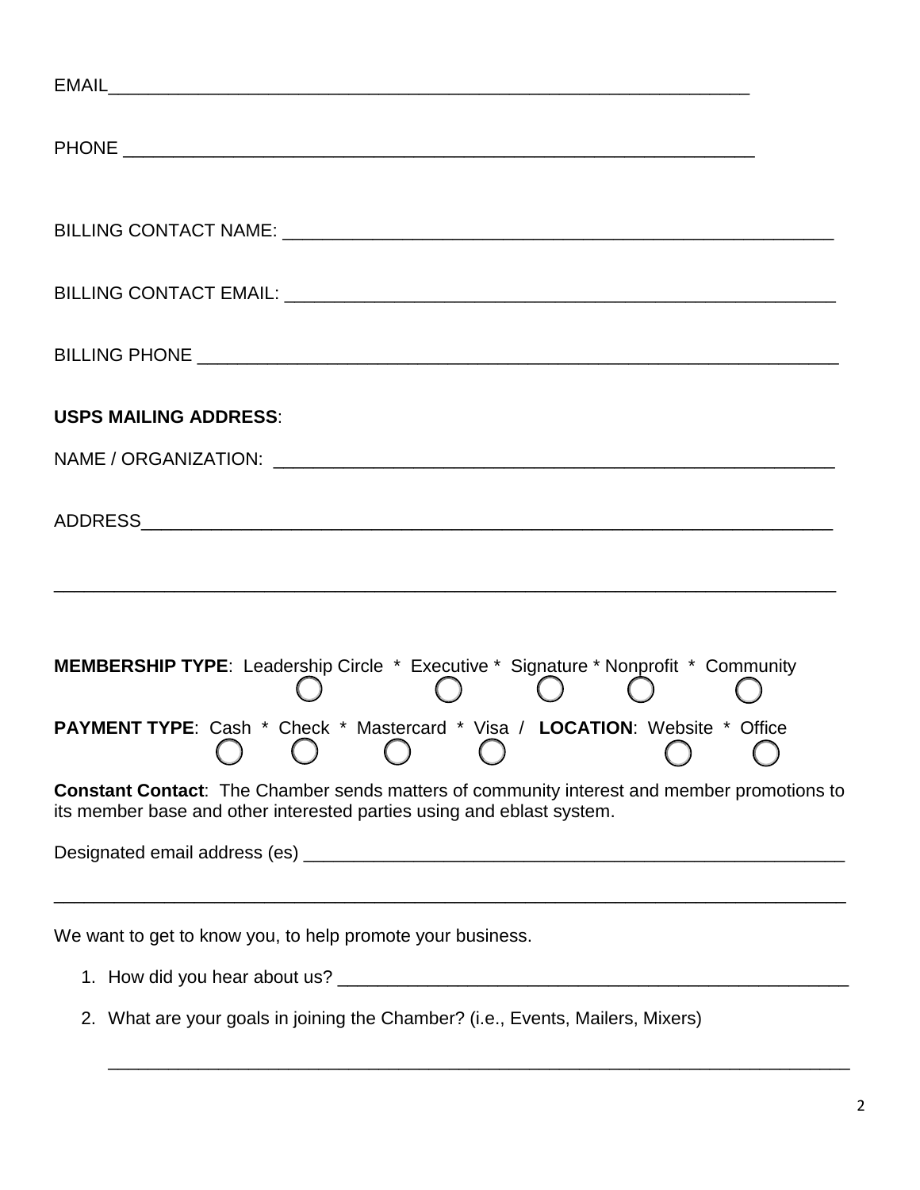EMAIL_______________________________________________________________

PHONE _______________________________________________________________

BILLING CONTACT NAME: _______________________________________________________

BILLING CONTACT EMAIL: _______________________________________________________

BILLING PHONE _______________________________________________________________

**USPS MAILING ADDRESS**:

NAME / ORGANIZATION: _______________________________________________________

ADDRESS_______________________________________________________________

_______________________________________________________________________

**MEMBERSHIP TYPE**: Leadership Circle ◯ * Executive ◯ * Signature ◯ * Nonprofit ◯ * Community ◯

**PAYMENT TYPE**: Cash ◯ * Check ◯ * Mastercard ◯ * Visa ◯ / **LOCATION**: Website ◯ * Office ◯

**Constant Contact**: The Chamber sends matters of community interest and member promotions to its member base and other interested parties using and eblast system.

Designated email address (es) _______________________________________________

_______________________________________________________________________

We want to get to know you, to help promote your business.

1. How did you hear about us? _______________________________________________
2. What are your goals in joining the Chamber? (i.e., Events, Mailers, Mixers)

   _______________________________________________________________________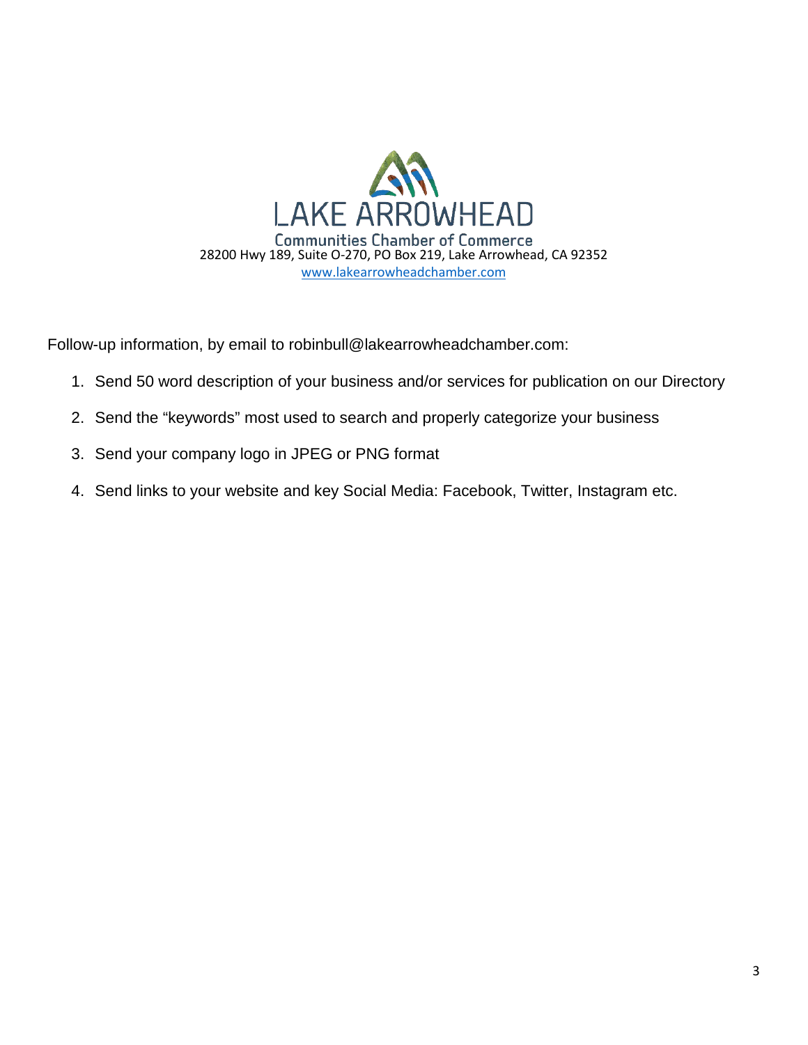LAKE ARROWHEAD

Communities Chamber of Commerce

28200 Hwy 189, Suite O-270, PO Box 219, Lake Arrowhead, CA 92352

www.lakearrowheadchamber.com

Follow-up information, by email to robinbull@lakearrowheadchamber.com:

1. Send 50 word description of your business and/or services for publication on our Directory
2. Send the "keywords" most used to search and properly categorize your business
3. Send your company logo in JPEG or PNG format
4. Send links to your website and key Social Media: Facebook, Twitter, Instagram etc.